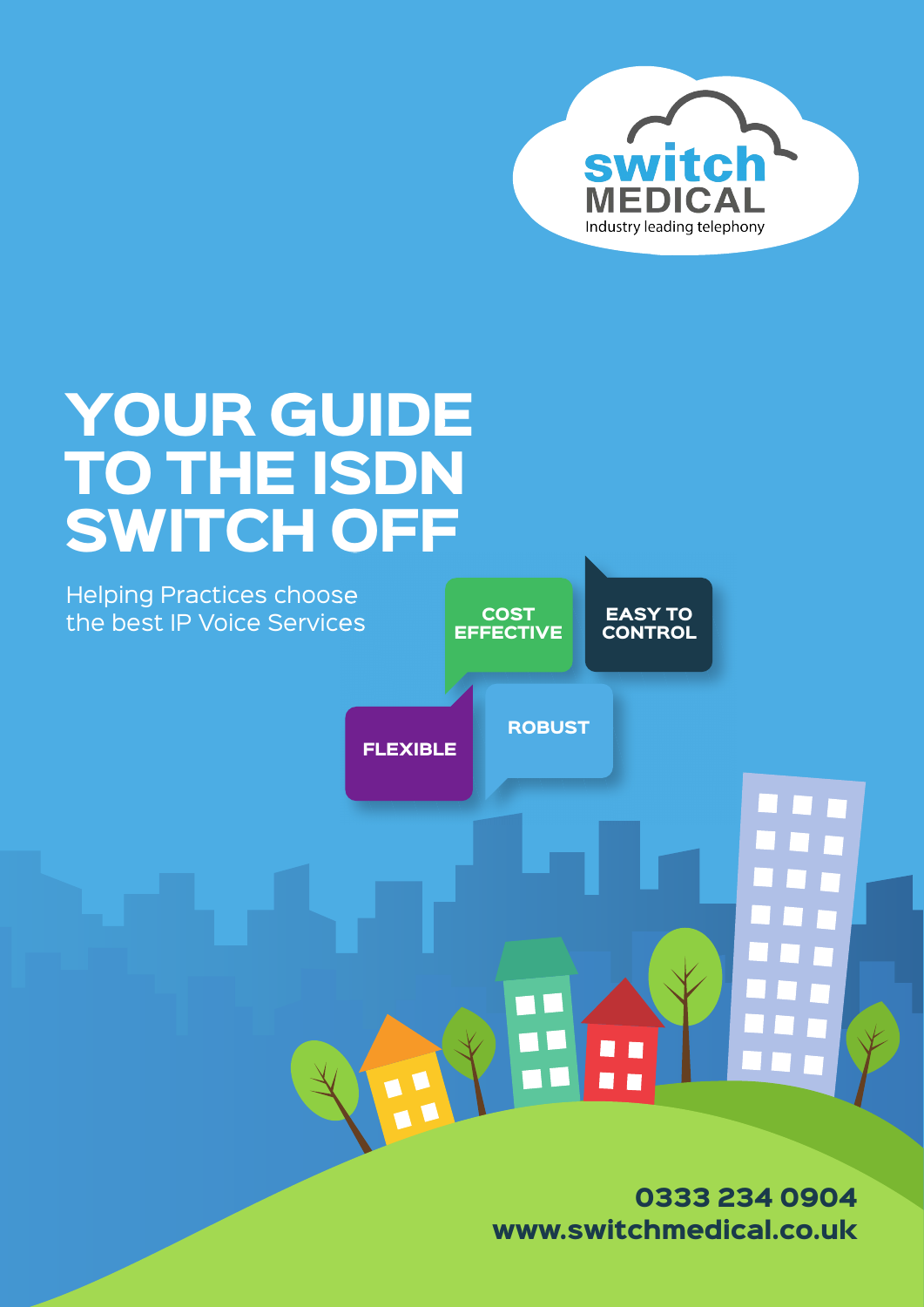switch MEDICAL

Industry leading telephony

# YOUR GUIDE TO THE ISDN SWITCH OFF

Helping Practices choose the best IP Voice Services

COST EFFECTIVE

EASY TO CONTROL

FLEXIBLE

ROBUST

**0333 234 0904**

**www.switchmedical.co.uk**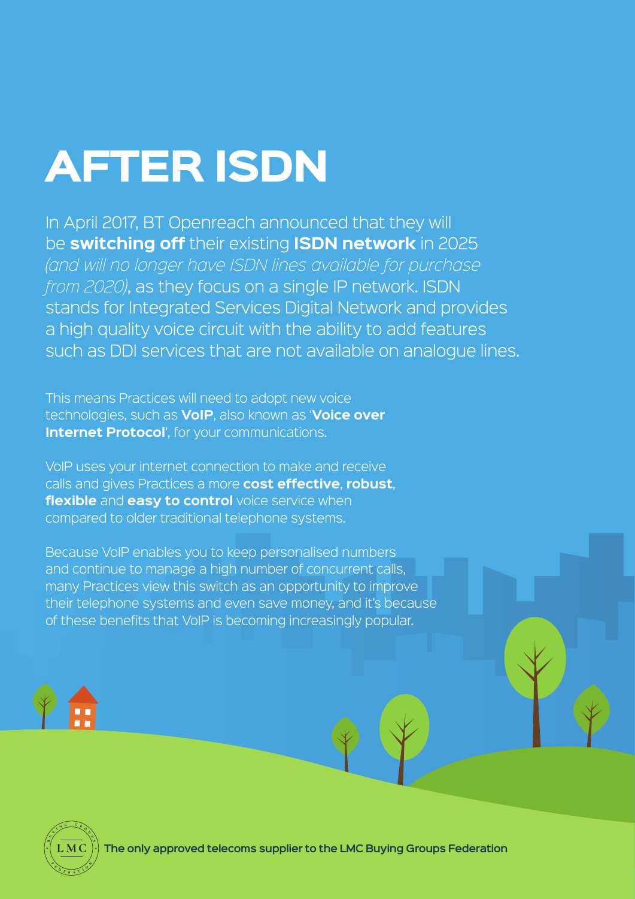# AFTER ISDN

In April 2017, BT Openreach announced that they will be **switching off** their existing **ISDN network** in 2025 *(and will no longer have ISDN lines available for purchase from 2020)*, as they focus on a single IP network. ISDN stands for Integrated Services Digital Network and provides a high quality voice circuit with the ability to add features such as DDI services that are not available on analogue lines.

This means Practices will need to adopt new voice technologies, such as **VoIP**, also known as '**Voice over Internet Protocol**', for your communications.

VoIP uses your internet connection to make and receive calls and gives Practices a more **cost effective**, **robust**, **flexible** and **easy to control** voice service when compared to older traditional telephone systems.

Because VoIP enables you to keep personalised numbers and continue to manage a high number of concurrent calls, many Practices view this switch as an opportunity to improve their telephone systems and even save money, and it's because of these benefits that VoIP is becoming increasingly popular.

The only approved telecoms supplier to the LMC Buying Groups Federation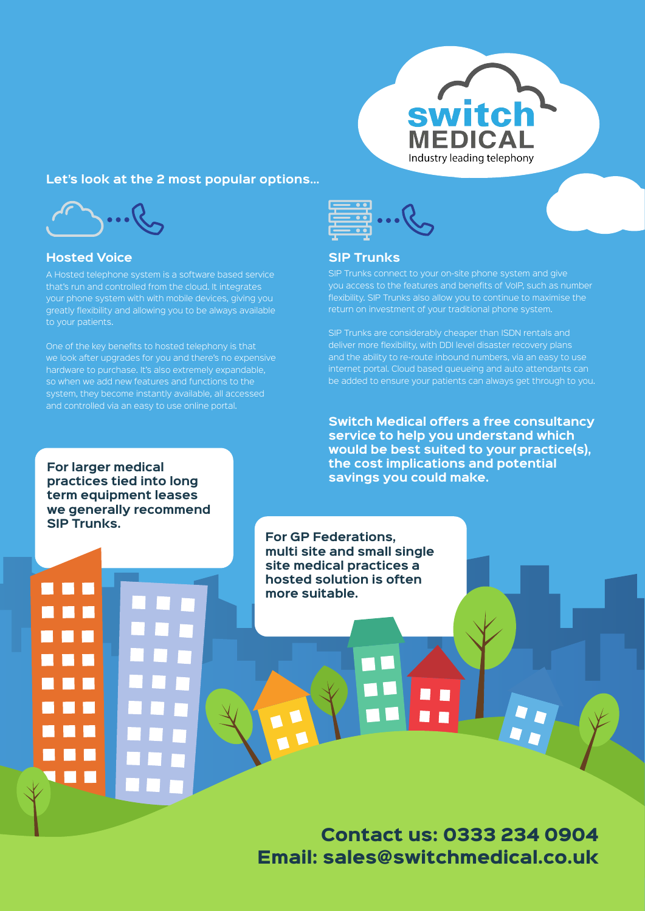switch MEDICAL

Industry leading telephony

## Let's look at the 2 most popular options...

### Hosted Voice

A Hosted telephone system is a software based service that's run and controlled from the cloud. It integrates your phone system with with mobile devices, giving you greatly flexibility and allowing you to be always available to your patients.

One of the key benefits to hosted telephony is that we look after upgrades for you and there's no expensive hardware to purchase. It's also extremely expandable, so when we add new features and functions to the system, they become instantly available, all accessed and controlled via an easy to use online portal.

### SIP Trunks

SIP Trunks connect to your on-site phone system and give you access to the features and benefits of VoIP, such as number flexibility. SIP Trunks also allow you to continue to maximise the return on investment of your traditional phone system.

SIP Trunks are considerably cheaper than ISDN rentals and deliver more flexibility, with DDI level disaster recovery plans and the ability to re-route inbound numbers, via an easy to use internet portal. Cloud based queueing and auto attendants can be added to ensure your patients can always get through to you.

**Switch Medical offers a free consultancy service to help you understand which would be best suited to your practice(s), the cost implications and potential savings you could make.**

**For larger medical practices tied into long term equipment leases we generally recommend SIP Trunks.**

**For GP Federations, multi site and small single site medical practices a hosted solution is often more suitable.**

**Contact us: 0333 234 0904**

**Email: sales@switchmedical.co.uk**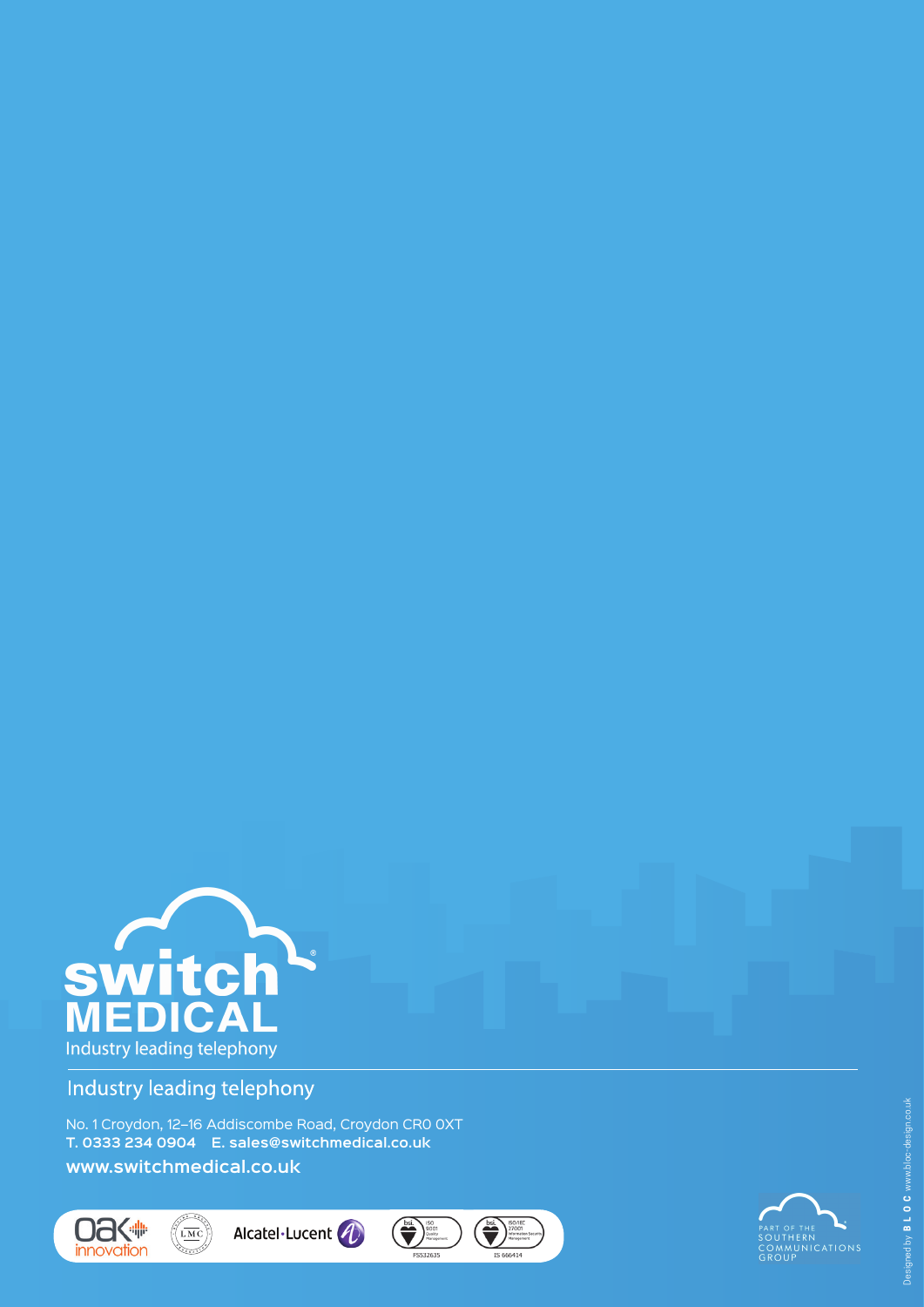switch MEDICAL

Industry leading telephony

Industry leading telephony

No. 1 Croydon, 12–16 Addiscombe Road, Croydon CR0 0XT

**T. 0333 234 0904 E. sales@switchmedical.co.uk**

**www.switchmedical.co.uk**

oak innovation LMC Alcatel·Lucent ISO 9001 Quality Management FS532635 ISO/IEC 27001 Information Security Management IS 666414

PART OF THE SOUTHERN COMMUNICATIONS GROUP

Designed by BLOC www.bloc-design.co.uk